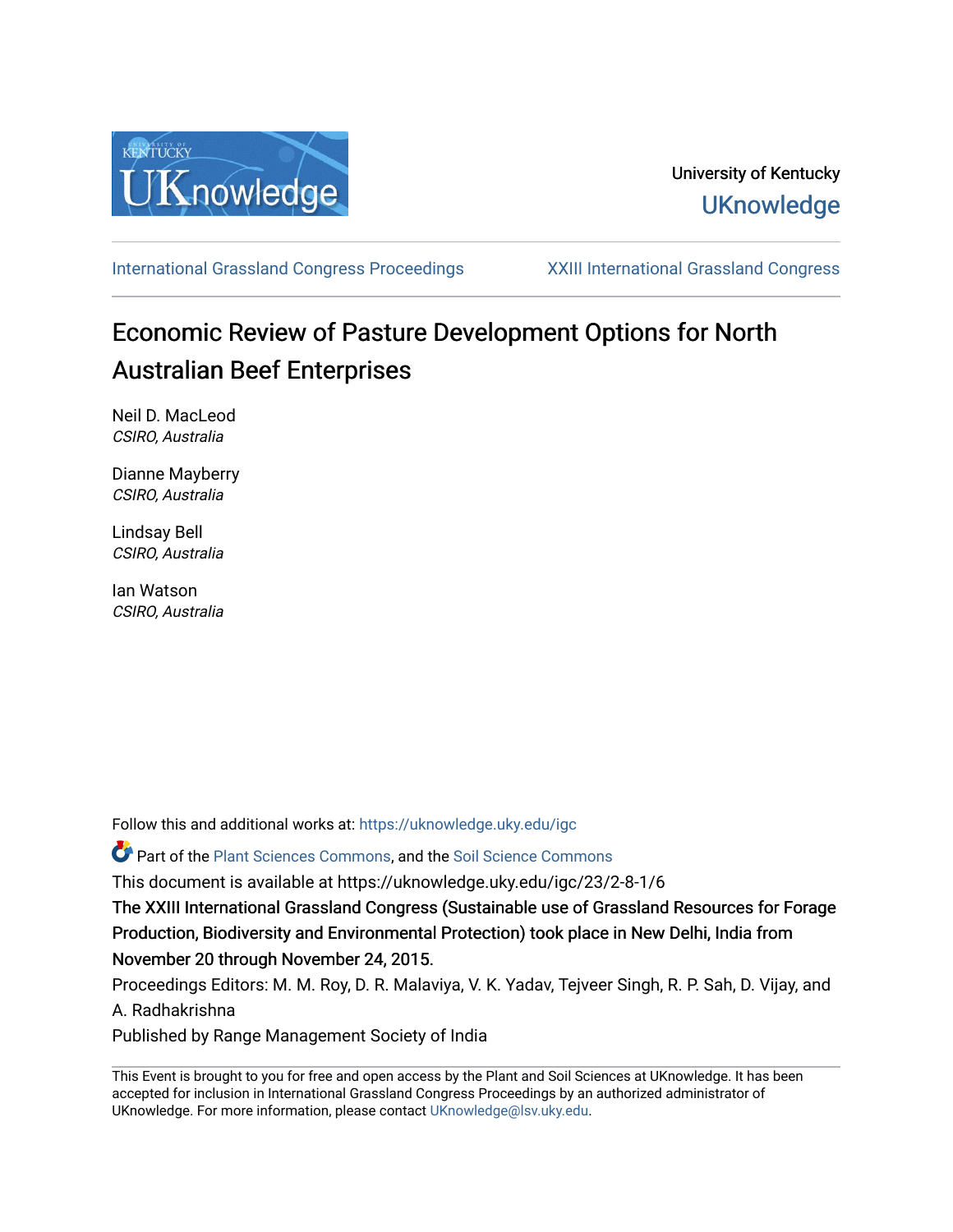University of Kentucky
UKnowledge

International Grassland Congress Proceedings | XXIII International Grassland Congress

# Economic Review of Pasture Development Options for North Australian Beef Enterprises

Neil D. MacLeod
*CSIRO, Australia*

Dianne Mayberry
*CSIRO, Australia*

Lindsay Bell
*CSIRO, Australia*

Ian Watson
*CSIRO, Australia*

Follow this and additional works at: https://uknowledge.uky.edu/igc

Part of the Plant Sciences Commons, and the Soil Science Commons

This document is available at https://uknowledge.uky.edu/igc/23/2-8-1/6

The XXIII International Grassland Congress (Sustainable use of Grassland Resources for Forage Production, Biodiversity and Environmental Protection) took place in New Delhi, India from November 20 through November 24, 2015.

Proceedings Editors: M. M. Roy, D. R. Malaviya, V. K. Yadav, Tejveer Singh, R. P. Sah, D. Vijay, and A. Radhakrishna

Published by Range Management Society of India

This Event is brought to you for free and open access by the Plant and Soil Sciences at UKnowledge. It has been accepted for inclusion in International Grassland Congress Proceedings by an authorized administrator of UKnowledge. For more information, please contact UKnowledge@lsv.uky.edu.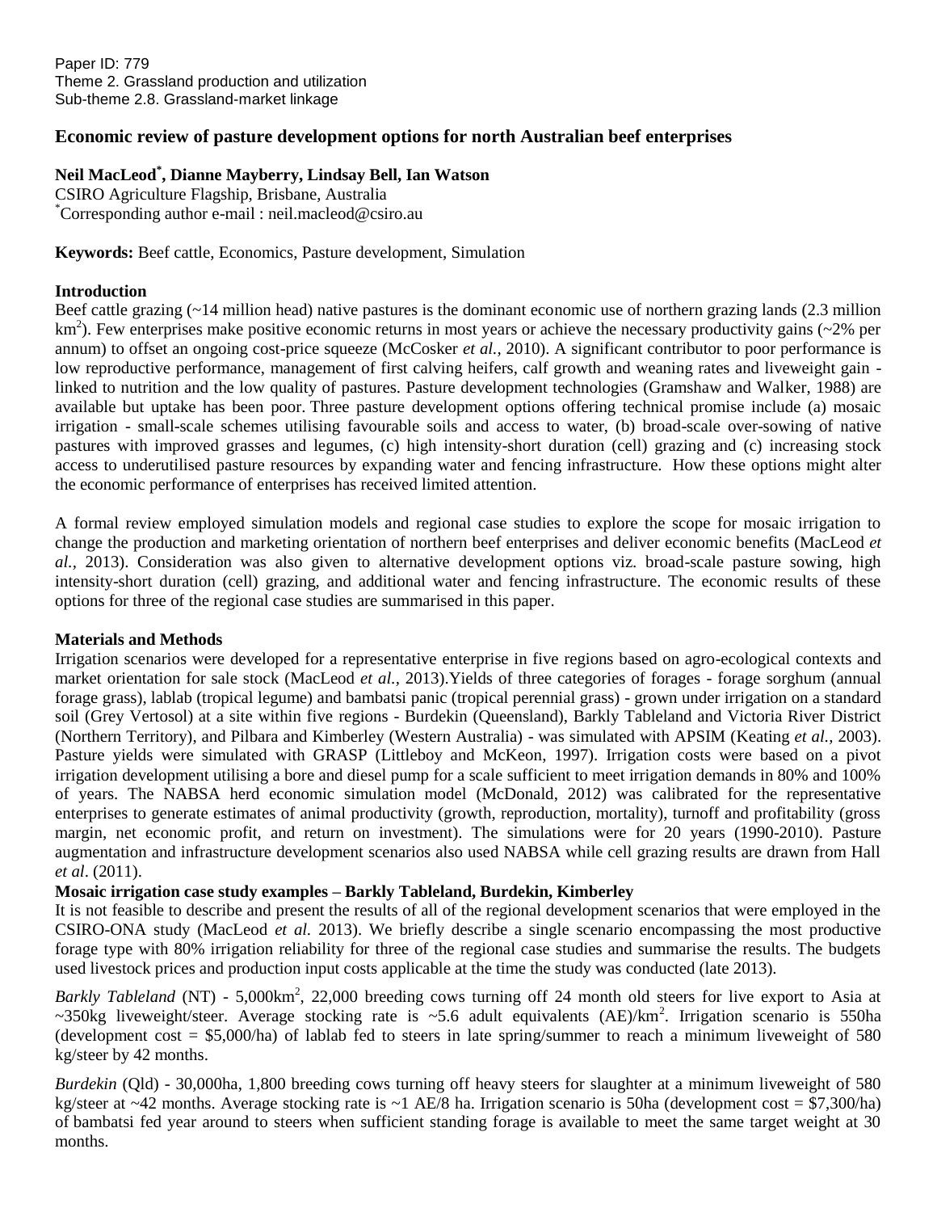Paper ID: 779
Theme 2. Grassland production and utilization
Sub-theme 2.8. Grassland-market linkage

# Economic review of pasture development options for north Australian beef enterprises

**Neil MacLeod[*], Dianne Mayberry, Lindsay Bell, Ian Watson**
CSIRO Agriculture Flagship, Brisbane, Australia
[*]Corresponding author e-mail : neil.macleod@csiro.au

**Keywords:** Beef cattle, Economics, Pasture development, Simulation

## Introduction

Beef cattle grazing (~14 million head) native pastures is the dominant economic use of northern grazing lands (2.3 million km$^2$). Few enterprises make positive economic returns in most years or achieve the necessary productivity gains (~2% per annum) to offset an ongoing cost-price squeeze (McCosker *et al.*, 2010). A significant contributor to poor performance is low reproductive performance, management of first calving heifers, calf growth and weaning rates and liveweight gain - linked to nutrition and the low quality of pastures. Pasture development technologies (Gramshaw and Walker, 1988) are available but uptake has been poor. Three pasture development options offering technical promise include (a) mosaic irrigation - small-scale schemes utilising favourable soils and access to water, (b) broad-scale over-sowing of native pastures with improved grasses and legumes, (c) high intensity-short duration (cell) grazing and (c) increasing stock access to underutilised pasture resources by expanding water and fencing infrastructure. How these options might alter the economic performance of enterprises has received limited attention.

A formal review employed simulation models and regional case studies to explore the scope for mosaic irrigation to change the production and marketing orientation of northern beef enterprises and deliver economic benefits (MacLeod *et al.*, 2013). Consideration was also given to alternative development options viz. broad-scale pasture sowing, high intensity-short duration (cell) grazing, and additional water and fencing infrastructure. The economic results of these options for three of the regional case studies are summarised in this paper.

## Materials and Methods

Irrigation scenarios were developed for a representative enterprise in five regions based on agro-ecological contexts and market orientation for sale stock (MacLeod *et al.*, 2013).Yields of three categories of forages - forage sorghum (annual forage grass), lablab (tropical legume) and bambatsi panic (tropical perennial grass) - grown under irrigation on a standard soil (Grey Vertosol) at a site within five regions - Burdekin (Queensland), Barkly Tableland and Victoria River District (Northern Territory), and Pilbara and Kimberley (Western Australia) - was simulated with APSIM (Keating *et al.*, 2003). Pasture yields were simulated with GRASP (Littleboy and McKeon, 1997). Irrigation costs were based on a pivot irrigation development utilising a bore and diesel pump for a scale sufficient to meet irrigation demands in 80% and 100% of years. The NABSA herd economic simulation model (McDonald, 2012) was calibrated for the representative enterprises to generate estimates of animal productivity (growth, reproduction, mortality), turnoff and profitability (gross margin, net economic profit, and return on investment). The simulations were for 20 years (1990-2010). Pasture augmentation and infrastructure development scenarios also used NABSA while cell grazing results are drawn from Hall *et al*. (2011).

### Mosaic irrigation case study examples – Barkly Tableland, Burdekin, Kimberley

It is not feasible to describe and present the results of all of the regional development scenarios that were employed in the CSIRO-ONA study (MacLeod *et al.* 2013). We briefly describe a single scenario encompassing the most productive forage type with 80% irrigation reliability for three of the regional case studies and summarise the results. The budgets used livestock prices and production input costs applicable at the time the study was conducted (late 2013).

*Barkly Tableland* (NT) - 5,000km$^2$, 22,000 breeding cows turning off 24 month old steers for live export to Asia at ~350kg liveweight/steer. Average stocking rate is ~5.6 adult equivalents (AE)/km$^2$. Irrigation scenario is 550ha (development cost = $5,000/ha) of lablab fed to steers in late spring/summer to reach a minimum liveweight of 580 kg/steer by 42 months.

*Burdekin* (Qld) - 30,000ha, 1,800 breeding cows turning off heavy steers for slaughter at a minimum liveweight of 580 kg/steer at ~42 months. Average stocking rate is ~1 AE/8 ha. Irrigation scenario is 50ha (development cost = $7,300/ha) of bambatsi fed year around to steers when sufficient standing forage is available to meet the same target weight at 30 months.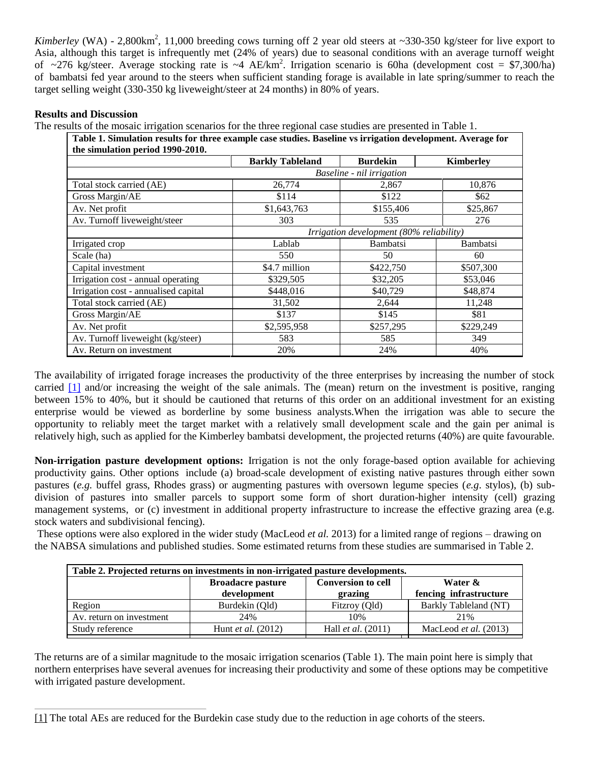*Kimberley* (WA) - 2,800km$^2$, 11,000 breeding cows turning off 2 year old steers at ~330-350 kg/steer for live export to Asia, although this target is infrequently met (24% of years) due to seasonal conditions with an average turnoff weight of ~276 kg/steer. Average stocking rate is ~4 AE/km$^2$. Irrigation scenario is 60ha (development cost = $7,300/ha) of bambatsi fed year around to the steers when sufficient standing forage is available in late spring/summer to reach the target selling weight (330-350 kg liveweight/steer at 24 months) in 80% of years.

**Results and Discussion**

The results of the mosaic irrigation scenarios for the three regional case studies are presented in Table 1.

**Table 1. Simulation results for three example case studies. Baseline vs irrigation development. Average for the simulation period 1990-2010.**

| | Barkly Tableland | Burdekin | Kimberley |
|---|---|---|---|
| | *Baseline - nil irrigation* | | |
| Total stock carried (AE) | 26,774 | 2,867 | 10,876 |
| Gross Margin/AE | $114 | $122 | $62 |
| Av. Net profit | $1,643,763 | $155,406 | $25,867 |
| Av. Turnoff liveweight/steer | 303 | 535 | 276 |
| | *Irrigation development (80% reliability)* | | |
| Irrigated crop | Lablab | Bambatsi | Bambatsi |
| Scale (ha) | 550 | 50 | 60 |
| Capital investment | $4.7 million | $422,750 | $507,300 |
| Irrigation cost - annual operating | $329,505 | $32,205 | $53,046 |
| Irrigation cost - annualised capital | $448,016 | $40,729 | $48,874 |
| Total stock carried (AE) | 31,502 | 2,644 | 11,248 |
| Gross Margin/AE | $137 | $145 | $81 |
| Av. Net profit | $2,595,958 | $257,295 | $229,249 |
| Av. Turnoff liveweight (kg/steer) | 583 | 585 | 349 |
| Av. Return on investment | 20% | 24% | 40% |

The availability of irrigated forage increases the productivity of the three enterprises by increasing the number of stock carried [1] and/or increasing the weight of the sale animals. The (mean) return on the investment is positive, ranging between 15% to 40%, but it should be cautioned that returns of this order on an additional investment for an existing enterprise would be viewed as borderline by some business analysts.When the irrigation was able to secure the opportunity to reliably meet the target market with a relatively small development scale and the gain per animal is relatively high, such as applied for the Kimberley bambatsi development, the projected returns (40%) are quite favourable.

**Non-irrigation pasture development options:** Irrigation is not the only forage-based option available for achieving productivity gains. Other options include (a) broad-scale development of existing native pastures through either sown pastures (*e.g.* buffel grass, Rhodes grass) or augmenting pastures with oversown legume species (*e.g*. stylos), (b) sub-division of pastures into smaller parcels to support some form of short duration-higher intensity (cell) grazing management systems, or (c) investment in additional property infrastructure to increase the effective grazing area (e.g. stock waters and subdivisional fencing).

These options were also explored in the wider study (MacLeod *et al.* 2013) for a limited range of regions – drawing on the NABSA simulations and published studies. Some estimated returns from these studies are summarised in Table 2.

**Table 2. Projected returns on investments in non-irrigated pasture developments.**

| | Broadacre pasture development | Conversion to cell grazing | Water & fencing infrastructure |
|---|---|---|---|
| Region | Burdekin (Qld) | Fitzroy (Qld) | Barkly Tableland (NT) |
| Av. return on investment | 24% | 10% | 21% |
| Study reference | Hunt *et al.* (2012) | Hall *et al.* (2011) | MacLeod *et al.* (2013) |

The returns are of a similar magnitude to the mosaic irrigation scenarios (Table 1). The main point here is simply that northern enterprises have several avenues for increasing their productivity and some of these options may be competitive with irrigated pasture development.

[1] The total AEs are reduced for the Burdekin case study due to the reduction in age cohorts of the steers.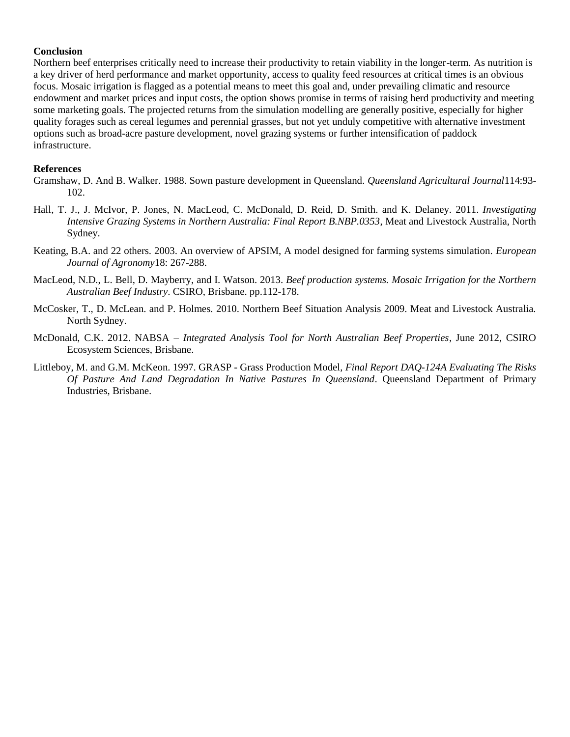**Conclusion**

Northern beef enterprises critically need to increase their productivity to retain viability in the longer-term. As nutrition is a key driver of herd performance and market opportunity, access to quality feed resources at critical times is an obvious focus. Mosaic irrigation is flagged as a potential means to meet this goal and, under prevailing climatic and resource endowment and market prices and input costs, the option shows promise in terms of raising herd productivity and meeting some marketing goals. The projected returns from the simulation modelling are generally positive, especially for higher quality forages such as cereal legumes and perennial grasses, but not yet unduly competitive with alternative investment options such as broad-acre pasture development, novel grazing systems or further intensification of paddock infrastructure.

**References**

Gramshaw, D. And B. Walker. 1988. Sown pasture development in Queensland. *Queensland Agricultural Journal*114:93-102.

Hall, T. J., J. McIvor, P. Jones, N. MacLeod, C. McDonald, D. Reid, D. Smith. and K. Delaney. 2011. *Investigating Intensive Grazing Systems in Northern Australia: Final Report B.NBP.0353*, Meat and Livestock Australia, North Sydney.

Keating, B.A. and 22 others. 2003. An overview of APSIM, A model designed for farming systems simulation. *European Journal of Agronomy*18: 267-288.

MacLeod, N.D., L. Bell, D. Mayberry, and I. Watson. 2013. *Beef production systems. Mosaic Irrigation for the Northern Australian Beef Industry*. CSIRO, Brisbane. pp.112-178.

McCosker, T., D. McLean. and P. Holmes. 2010. Northern Beef Situation Analysis 2009. Meat and Livestock Australia. North Sydney.

McDonald, C.K. 2012. NABSA – *Integrated Analysis Tool for North Australian Beef Properties*, June 2012, CSIRO Ecosystem Sciences, Brisbane.

Littleboy, M. and G.M. McKeon. 1997. GRASP - Grass Production Model, *Final Report DAQ-124A Evaluating The Risks Of Pasture And Land Degradation In Native Pastures In Queensland*. Queensland Department of Primary Industries, Brisbane.